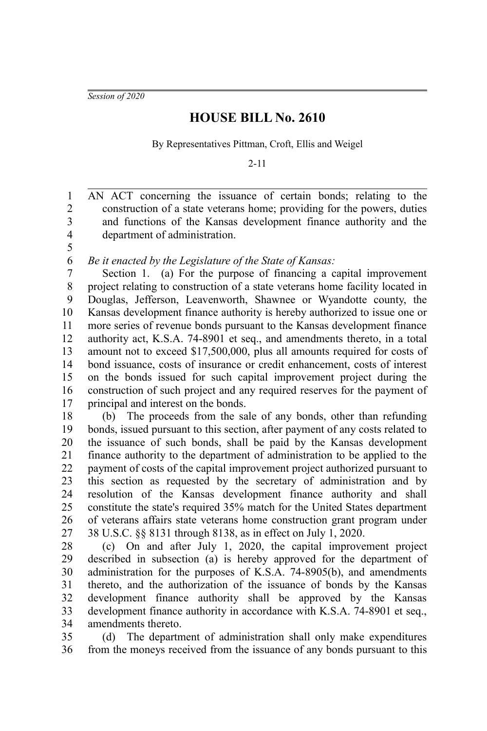*Session of 2020*

# HOUSE BILL No. 2610

By Representatives Pittman, Croft, Ellis and Weigel

2-11

AN ACT concerning the issuance of certain bonds; relating to the construction of a state veterans home; providing for the powers, duties and functions of the Kansas development finance authority and the department of administration.

*Be it enacted by the Legislature of the State of Kansas:*

Section 1. (a) For the purpose of financing a capital improvement project relating to construction of a state veterans home facility located in Douglas, Jefferson, Leavenworth, Shawnee or Wyandotte county, the Kansas development finance authority is hereby authorized to issue one or more series of revenue bonds pursuant to the Kansas development finance authority act, K.S.A. 74-8901 et seq., and amendments thereto, in a total amount not to exceed $17,500,000, plus all amounts required for costs of bond issuance, costs of insurance or credit enhancement, costs of interest on the bonds issued for such capital improvement project during the construction of such project and any required reserves for the payment of principal and interest on the bonds.

(b) The proceeds from the sale of any bonds, other than refunding bonds, issued pursuant to this section, after payment of any costs related to the issuance of such bonds, shall be paid by the Kansas development finance authority to the department of administration to be applied to the payment of costs of the capital improvement project authorized pursuant to this section as requested by the secretary of administration and by resolution of the Kansas development finance authority and shall constitute the state's required 35% match for the United States department of veterans affairs state veterans home construction grant program under 38 U.S.C. §§ 8131 through 8138, as in effect on July 1, 2020.

(c) On and after July 1, 2020, the capital improvement project described in subsection (a) is hereby approved for the department of administration for the purposes of K.S.A. 74-8905(b), and amendments thereto, and the authorization of the issuance of bonds by the Kansas development finance authority shall be approved by the Kansas development finance authority in accordance with K.S.A. 74-8901 et seq., amendments thereto.

(d) The department of administration shall only make expenditures from the moneys received from the issuance of any bonds pursuant to this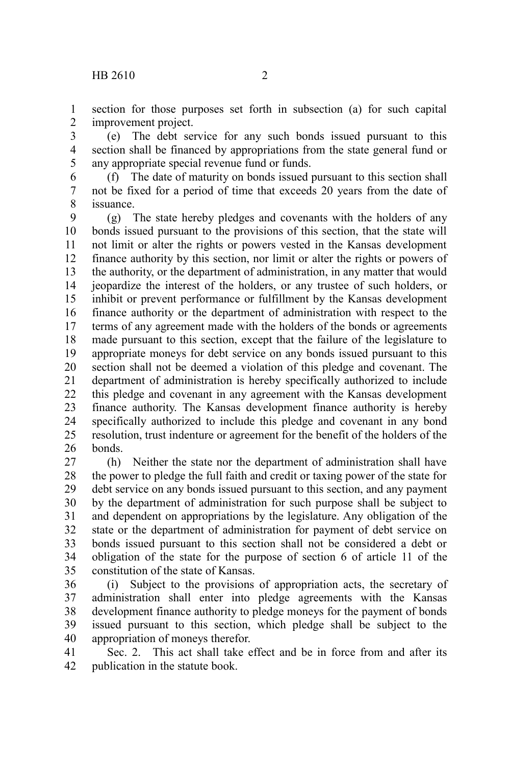section for those purposes set forth in subsection (a) for such capital improvement project.

(e) The debt service for any such bonds issued pursuant to this section shall be financed by appropriations from the state general fund or any appropriate special revenue fund or funds.

(f) The date of maturity on bonds issued pursuant to this section shall not be fixed for a period of time that exceeds 20 years from the date of issuance.

(g) The state hereby pledges and covenants with the holders of any bonds issued pursuant to the provisions of this section, that the state will not limit or alter the rights or powers vested in the Kansas development finance authority by this section, nor limit or alter the rights or powers of the authority, or the department of administration, in any matter that would jeopardize the interest of the holders, or any trustee of such holders, or inhibit or prevent performance or fulfillment by the Kansas development finance authority or the department of administration with respect to the terms of any agreement made with the holders of the bonds or agreements made pursuant to this section, except that the failure of the legislature to appropriate moneys for debt service on any bonds issued pursuant to this section shall not be deemed a violation of this pledge and covenant. The department of administration is hereby specifically authorized to include this pledge and covenant in any agreement with the Kansas development finance authority. The Kansas development finance authority is hereby specifically authorized to include this pledge and covenant in any bond resolution, trust indenture or agreement for the benefit of the holders of the bonds.

(h) Neither the state nor the department of administration shall have the power to pledge the full faith and credit or taxing power of the state for debt service on any bonds issued pursuant to this section, and any payment by the department of administration for such purpose shall be subject to and dependent on appropriations by the legislature. Any obligation of the state or the department of administration for payment of debt service on bonds issued pursuant to this section shall not be considered a debt or obligation of the state for the purpose of section 6 of article 11 of the constitution of the state of Kansas.

(i) Subject to the provisions of appropriation acts, the secretary of administration shall enter into pledge agreements with the Kansas development finance authority to pledge moneys for the payment of bonds issued pursuant to this section, which pledge shall be subject to the appropriation of moneys therefor.

Sec. 2. This act shall take effect and be in force from and after its publication in the statute book.